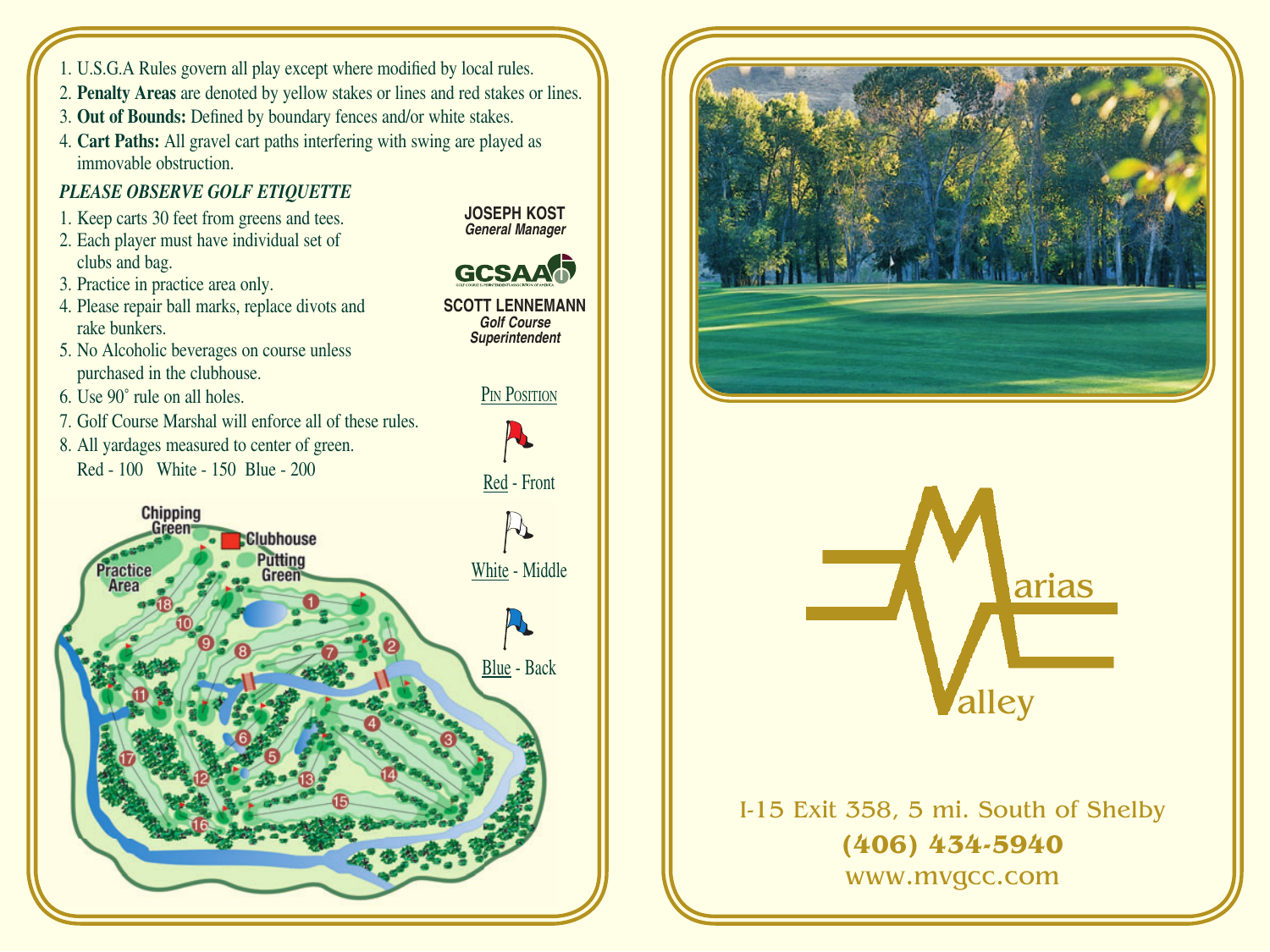1. U.S.G.A Rules govern all play except where modified by local rules.
2. **Penalty Areas** are denoted by yellow stakes or lines and red stakes or lines.
3. **Out of Bounds:** Defined by boundary fences and/or white stakes.
4. **Cart Paths:** All gravel cart paths interfering with swing are played as immovable obstruction.

### *PLEASE OBSERVE GOLF ETIQUETTE*

1. Keep carts 30 feet from greens and tees.
2. Each player must have individual set of clubs and bag.
3. Practice in practice area only.
4. Please repair ball marks, replace divots and rake bunkers.
5. No Alcoholic beverages on course unless purchased in the clubhouse.
6. Use 90˚ rule on all holes.
7. Golf Course Marshal will enforce all of these rules.
8. All yardages measured to center of green.
   Red - 100 White - 150 Blue - 200

**JOSEPH KOST**
*General Manager*

GCSAA

**SCOTT LENNEMANN**
*Golf Course Superintendent*

PIN POSITION

Red - Front

White - Middle

Blue - Back

Chipping Green
Clubhouse
Putting Green
Practice Area

# Marias Valley

I-15 Exit 358, 5 mi. South of Shelby

**(406) 434-5940**

www.mvgcc.com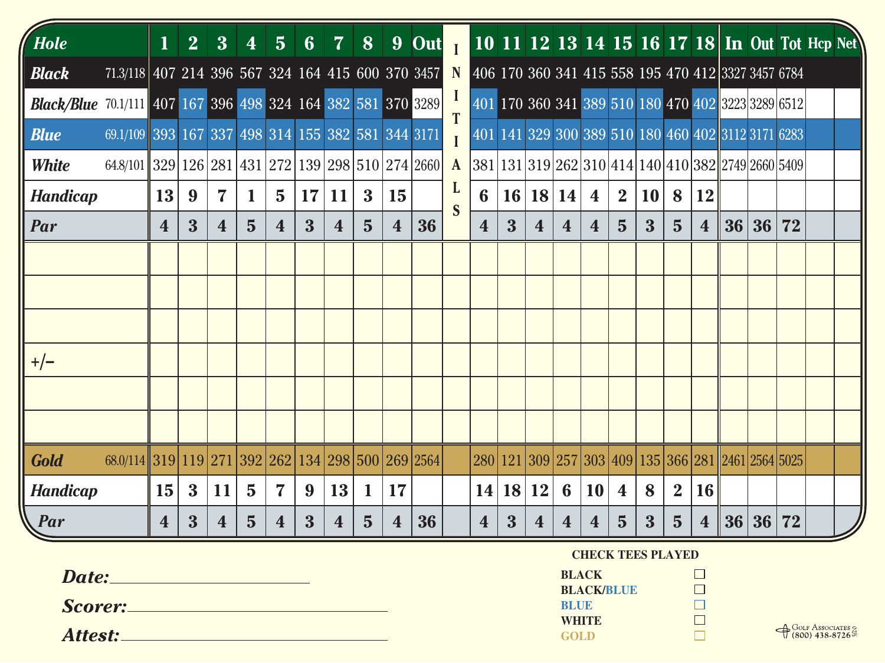| Hole | | 1 | 2 | 3 | 4 | 5 | 6 | 7 | 8 | 9 | Out | INITIALS | 10 | 11 | 12 | 13 | 14 | 15 | 16 | 17 | 18 | In | Out | Tot | Hcp | Net |
|---|---|---|---|---|---|---|---|---|---|---|---|---|---|---|---|---|---|---|---|---|---|---|---|---|---|---|
| **Black** | 71.3/118 | 407 | 214 | 396 | 567 | 324 | 164 | 415 | 600 | 370 | 3457 | | 406 | 170 | 360 | 341 | 415 | 558 | 195 | 470 | 412 | 3327 | 3457 | 6784 | | |
| **Black/Blue** | 70.1/111 | 407 | 167 | 396 | 498 | 324 | 164 | 382 | 581 | 370 | 3289 | | 401 | 170 | 360 | 341 | 389 | 510 | 180 | 470 | 402 | 3223 | 3289 | 6512 | | |
| **Blue** | 69.1/109 | 393 | 167 | 337 | 498 | 314 | 155 | 382 | 581 | 344 | 3171 | | 401 | 141 | 329 | 300 | 389 | 510 | 180 | 460 | 402 | 3112 | 3171 | 6283 | | |
| **White** | 64.8/101 | 329 | 126 | 281 | 431 | 272 | 139 | 298 | 510 | 274 | 2660 | | 381 | 131 | 319 | 262 | 310 | 414 | 140 | 410 | 382 | 2749 | 2660 | 5409 | | |
| **Handicap** | | 13 | 9 | 7 | 1 | 5 | 17 | 11 | 3 | 15 | | | 6 | 16 | 18 | 14 | 4 | 2 | 10 | 8 | 12 | | | | | |
| **Par** | | 4 | 3 | 4 | 5 | 4 | 3 | 4 | 5 | 4 | 36 | | 4 | 3 | 4 | 4 | 4 | 5 | 3 | 5 | 4 | 36 | 36 | 72 | | |
| | | | | | | | | | | | | | | | | | | | | | | | | | | |
| | | | | | | | | | | | | | | | | | | | | | | | | | | |
| | | | | | | | | | | | | | | | | | | | | | | | | | | |
| +/– | | | | | | | | | | | | | | | | | | | | | | | | | | |
| | | | | | | | | | | | | | | | | | | | | | | | | | | |
| | | | | | | | | | | | | | | | | | | | | | | | | | | |
| **Gold** | 68.0/114 | 319 | 119 | 271 | 392 | 262 | 134 | 298 | 500 | 269 | 2564 | | 280 | 121 | 309 | 257 | 303 | 409 | 135 | 366 | 281 | 2461 | 2564 | 5025 | | |
| **Handicap** | | 15 | 3 | 11 | 5 | 7 | 9 | 13 | 1 | 17 | | | 14 | 18 | 12 | 6 | 10 | 4 | 8 | 2 | 16 | | | | | |
| **Par** | | 4 | 3 | 4 | 5 | 4 | 3 | 4 | 5 | 4 | 36 | | 4 | 3 | 4 | 4 | 4 | 5 | 3 | 5 | 4 | 36 | 36 | 72 | | |

**Date:** ____________________

**Scorer:** ____________________

**Attest:** ____________________

**CHECK TEES PLAYED**

- BLACK ☐
- BLACK/BLUE ☐
- BLUE ☐
- WHITE ☐
- GOLD ☐

Golf Associates (800) 438-8726